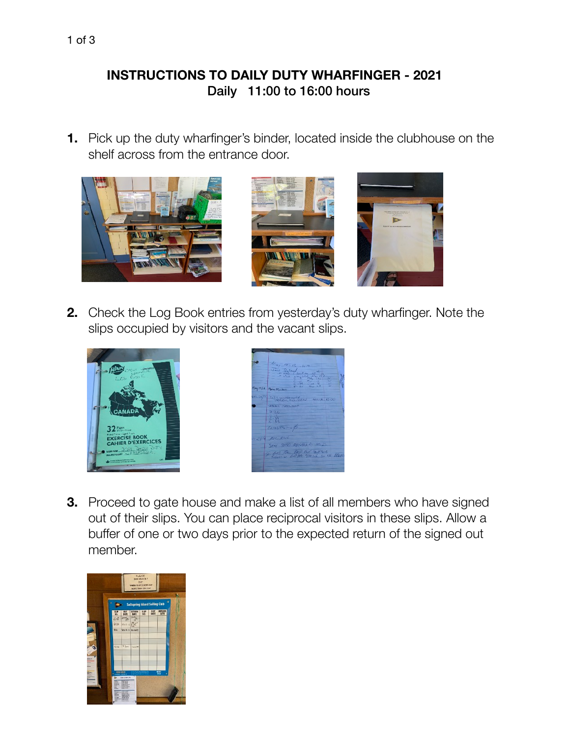## INSTRUCTIONS TO DAILY DUTY WHARFINGER - 2021

**Daily 11:00 to 16:00 hours**

1. Pick up the duty wharfinger's binder, located inside the clubhouse on the shelf across from the entrance door.

2. Check the Log Book entries from yesterday's duty wharfinger. Note the slips occupied by visitors and the vacant slips.

3. Proceed to gate house and make a list of all members who have signed out of their slips. You can place reciprocal visitors in these slips. Allow a buffer of one or two days prior to the expected return of the signed out member.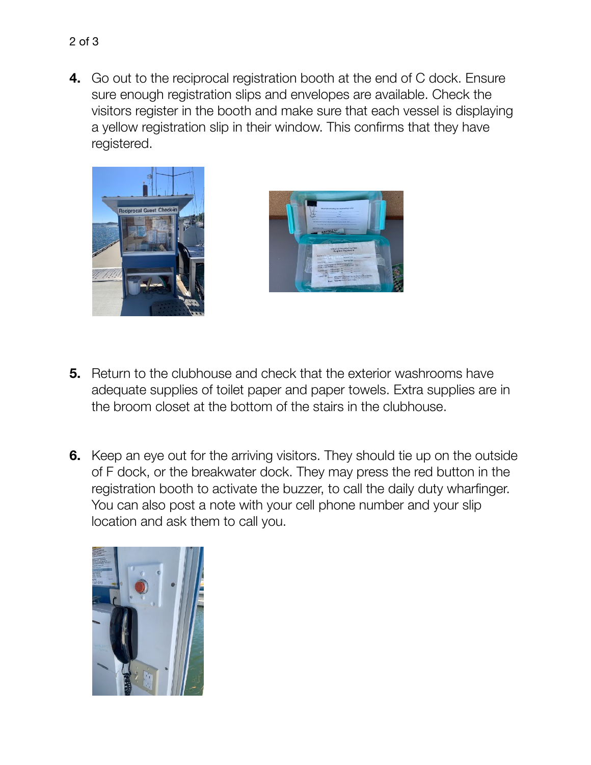4. Go out to the reciprocal registration booth at the end of C dock. Ensure sure enough registration slips and envelopes are available. Check the visitors register in the booth and make sure that each vessel is displaying a yellow registration slip in their window. This confirms that they have registered.

5. Return to the clubhouse and check that the exterior washrooms have adequate supplies of toilet paper and paper towels. Extra supplies are in the broom closet at the bottom of the stairs in the clubhouse.

6. Keep an eye out for the arriving visitors. They should tie up on the outside of F dock, or the breakwater dock. They may press the red button in the registration booth to activate the buzzer, to call the daily duty wharfinger. You can also post a note with your cell phone number and your slip location and ask them to call you.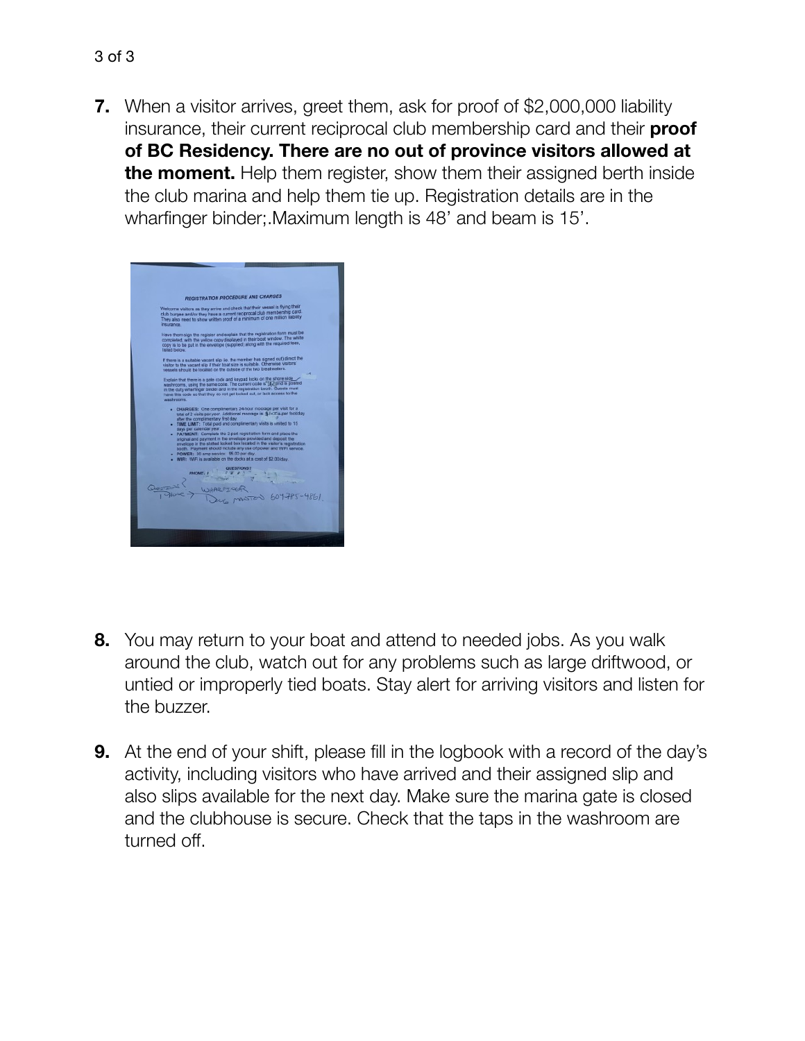7. When a visitor arrives, greet them, ask for proof of $2,000,000 liability insurance, their current reciprocal club membership card and their **proof of BC Residency. There are no out of province visitors allowed at the moment.** Help them register, show them their assigned berth inside the club marina and help them tie up. Registration details are in the wharfinger binder;.Maximum length is 48' and beam is 15'.

8. You may return to your boat and attend to needed jobs. As you walk around the club, watch out for any problems such as large driftwood, or untied or improperly tied boats. Stay alert for arriving visitors and listen for the buzzer.

9. At the end of your shift, please fill in the logbook with a record of the day's activity, including visitors who have arrived and their assigned slip and also slips available for the next day. Make sure the marina gate is closed and the clubhouse is secure. Check that the taps in the washroom are turned off.